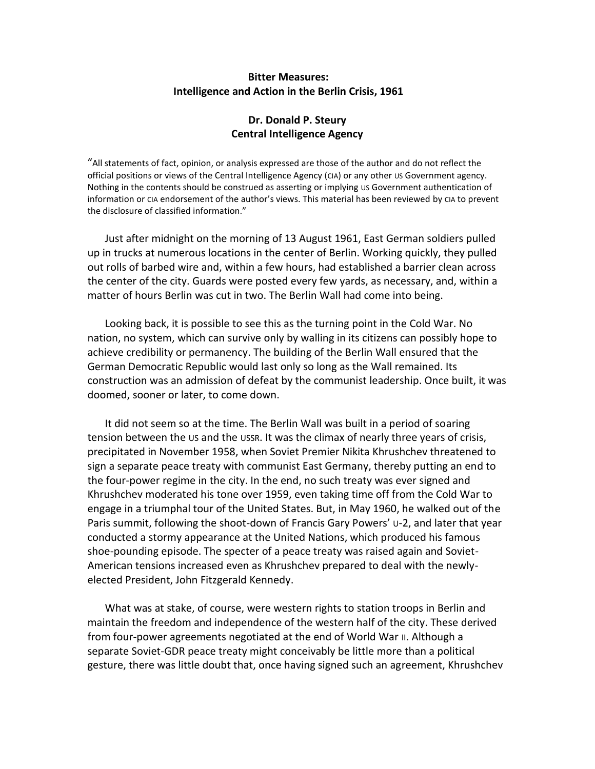# Bitter Measures: Intelligence and Action in the Berlin Crisis, 1961

**Dr. Donald P. Steury**
**Central Intelligence Agency**

"All statements of fact, opinion, or analysis expressed are those of the author and do not reflect the official positions or views of the Central Intelligence Agency (CIA) or any other US Government agency. Nothing in the contents should be construed as asserting or implying US Government authentication of information or CIA endorsement of the author's views. This material has been reviewed by CIA to prevent the disclosure of classified information."

Just after midnight on the morning of 13 August 1961, East German soldiers pulled up in trucks at numerous locations in the center of Berlin. Working quickly, they pulled out rolls of barbed wire and, within a few hours, had established a barrier clean across the center of the city. Guards were posted every few yards, as necessary, and, within a matter of hours Berlin was cut in two. The Berlin Wall had come into being.

Looking back, it is possible to see this as the turning point in the Cold War. No nation, no system, which can survive only by walling in its citizens can possibly hope to achieve credibility or permanency. The building of the Berlin Wall ensured that the German Democratic Republic would last only so long as the Wall remained. Its construction was an admission of defeat by the communist leadership. Once built, it was doomed, sooner or later, to come down.

It did not seem so at the time. The Berlin Wall was built in a period of soaring tension between the US and the USSR. It was the climax of nearly three years of crisis, precipitated in November 1958, when Soviet Premier Nikita Khrushchev threatened to sign a separate peace treaty with communist East Germany, thereby putting an end to the four-power regime in the city. In the end, no such treaty was ever signed and Khrushchev moderated his tone over 1959, even taking time off from the Cold War to engage in a triumphal tour of the United States. But, in May 1960, he walked out of the Paris summit, following the shoot-down of Francis Gary Powers' U-2, and later that year conducted a stormy appearance at the United Nations, which produced his famous shoe-pounding episode. The specter of a peace treaty was raised again and Soviet-American tensions increased even as Khrushchev prepared to deal with the newly-elected President, John Fitzgerald Kennedy.

What was at stake, of course, were western rights to station troops in Berlin and maintain the freedom and independence of the western half of the city. These derived from four-power agreements negotiated at the end of World War II. Although a separate Soviet-GDR peace treaty might conceivably be little more than a political gesture, there was little doubt that, once having signed such an agreement, Khrushchev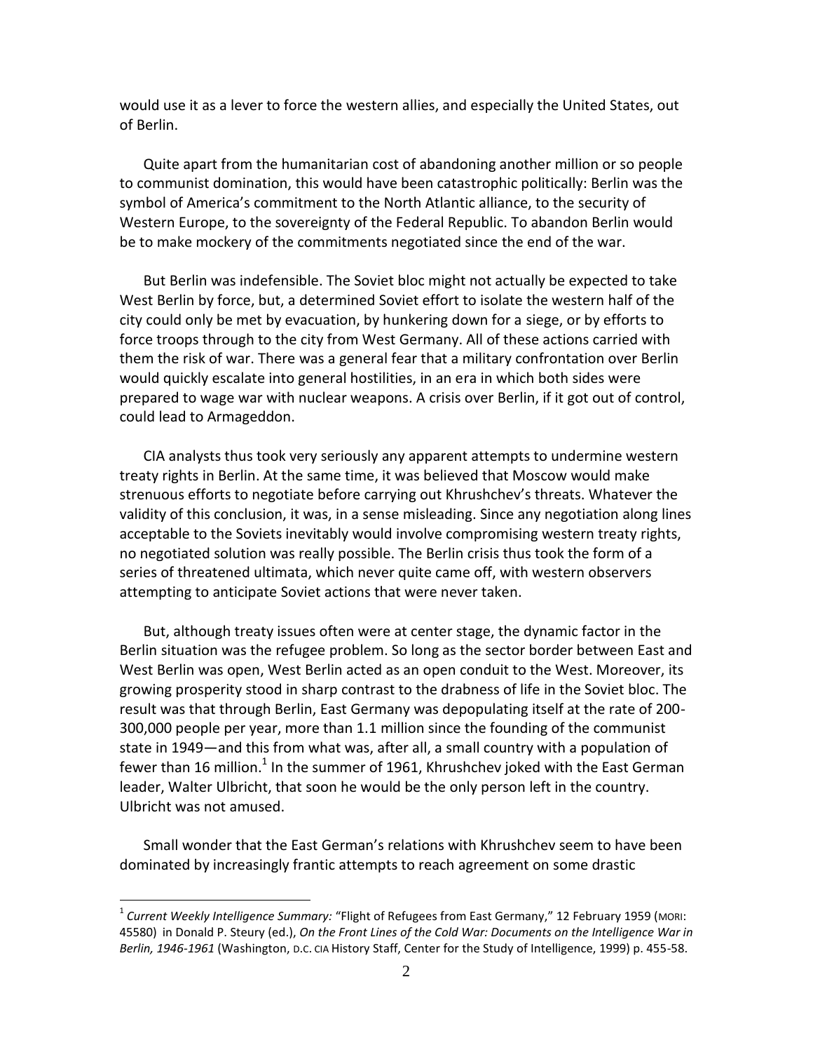would use it as a lever to force the western allies, and especially the United States, out of Berlin.

Quite apart from the humanitarian cost of abandoning another million or so people to communist domination, this would have been catastrophic politically: Berlin was the symbol of America's commitment to the North Atlantic alliance, to the security of Western Europe, to the sovereignty of the Federal Republic. To abandon Berlin would be to make mockery of the commitments negotiated since the end of the war.

But Berlin was indefensible. The Soviet bloc might not actually be expected to take West Berlin by force, but, a determined Soviet effort to isolate the western half of the city could only be met by evacuation, by hunkering down for a siege, or by efforts to force troops through to the city from West Germany. All of these actions carried with them the risk of war. There was a general fear that a military confrontation over Berlin would quickly escalate into general hostilities, in an era in which both sides were prepared to wage war with nuclear weapons. A crisis over Berlin, if it got out of control, could lead to Armageddon.

CIA analysts thus took very seriously any apparent attempts to undermine western treaty rights in Berlin. At the same time, it was believed that Moscow would make strenuous efforts to negotiate before carrying out Khrushchev's threats. Whatever the validity of this conclusion, it was, in a sense misleading. Since any negotiation along lines acceptable to the Soviets inevitably would involve compromising western treaty rights, no negotiated solution was really possible. The Berlin crisis thus took the form of a series of threatened ultimata, which never quite came off, with western observers attempting to anticipate Soviet actions that were never taken.

But, although treaty issues often were at center stage, the dynamic factor in the Berlin situation was the refugee problem. So long as the sector border between East and West Berlin was open, West Berlin acted as an open conduit to the West. Moreover, its growing prosperity stood in sharp contrast to the drabness of life in the Soviet bloc. The result was that through Berlin, East Germany was depopulating itself at the rate of 200-300,000 people per year, more than 1.1 million since the founding of the communist state in 1949—and this from what was, after all, a small country with a population of fewer than 16 million.[1] In the summer of 1961, Khrushchev joked with the East German leader, Walter Ulbricht, that soon he would be the only person left in the country. Ulbricht was not amused.

Small wonder that the East German's relations with Khrushchev seem to have been dominated by increasingly frantic attempts to reach agreement on some drastic

---

[1] *Current Weekly Intelligence Summary:* "Flight of Refugees from East Germany," 12 February 1959 (MORI: 45580) in Donald P. Steury (ed.), *On the Front Lines of the Cold War: Documents on the Intelligence War in Berlin, 1946-1961* (Washington, D.C. CIA History Staff, Center for the Study of Intelligence, 1999) p. 455-58.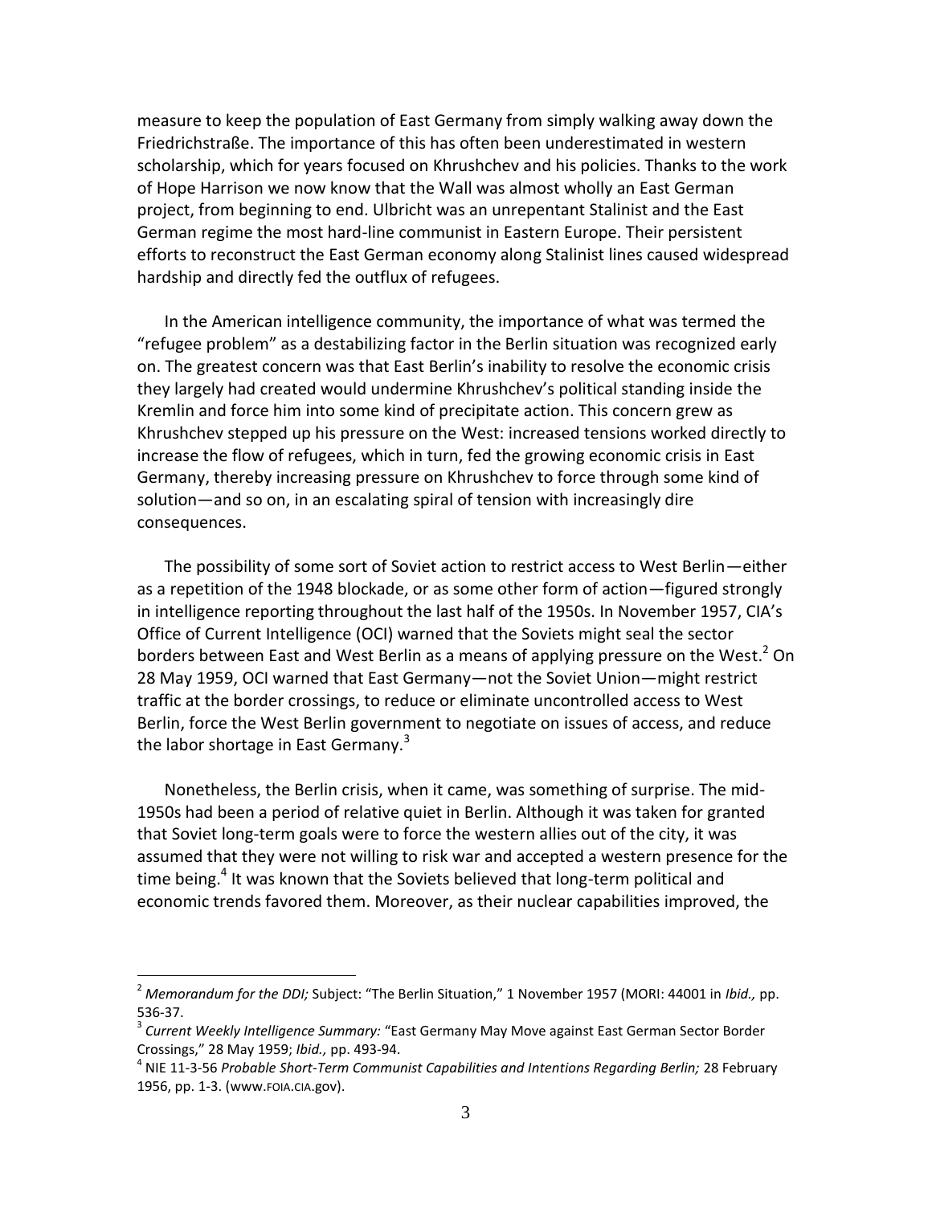measure to keep the population of East Germany from simply walking away down the Friedrichstraße. The importance of this has often been underestimated in western scholarship, which for years focused on Khrushchev and his policies. Thanks to the work of Hope Harrison we now know that the Wall was almost wholly an East German project, from beginning to end. Ulbricht was an unrepentant Stalinist and the East German regime the most hard-line communist in Eastern Europe. Their persistent efforts to reconstruct the East German economy along Stalinist lines caused widespread hardship and directly fed the outflux of refugees.

In the American intelligence community, the importance of what was termed the "refugee problem" as a destabilizing factor in the Berlin situation was recognized early on. The greatest concern was that East Berlin's inability to resolve the economic crisis they largely had created would undermine Khrushchev's political standing inside the Kremlin and force him into some kind of precipitate action. This concern grew as Khrushchev stepped up his pressure on the West: increased tensions worked directly to increase the flow of refugees, which in turn, fed the growing economic crisis in East Germany, thereby increasing pressure on Khrushchev to force through some kind of solution—and so on, in an escalating spiral of tension with increasingly dire consequences.

The possibility of some sort of Soviet action to restrict access to West Berlin—either as a repetition of the 1948 blockade, or as some other form of action—figured strongly in intelligence reporting throughout the last half of the 1950s. In November 1957, CIA's Office of Current Intelligence (OCI) warned that the Soviets might seal the sector borders between East and West Berlin as a means of applying pressure on the West.[2] On 28 May 1959, OCI warned that East Germany—not the Soviet Union—might restrict traffic at the border crossings, to reduce or eliminate uncontrolled access to West Berlin, force the West Berlin government to negotiate on issues of access, and reduce the labor shortage in East Germany.[3]

Nonetheless, the Berlin crisis, when it came, was something of surprise. The mid-1950s had been a period of relative quiet in Berlin. Although it was taken for granted that Soviet long-term goals were to force the western allies out of the city, it was assumed that they were not willing to risk war and accepted a western presence for the time being.[4] It was known that the Soviets believed that long-term political and economic trends favored them. Moreover, as their nuclear capabilities improved, the

---

[2] *Memorandum for the DDI;* Subject: "The Berlin Situation," 1 November 1957 (MORI: 44001 in *Ibid.,* pp. 536-37.

[3] *Current Weekly Intelligence Summary:* "East Germany May Move against East German Sector Border Crossings," 28 May 1959; *Ibid.,* pp. 493-94.

[4] NIE 11-3-56 *Probable Short-Term Communist Capabilities and Intentions Regarding Berlin;* 28 February 1956, pp. 1-3. (www.FOIA.CIA.gov).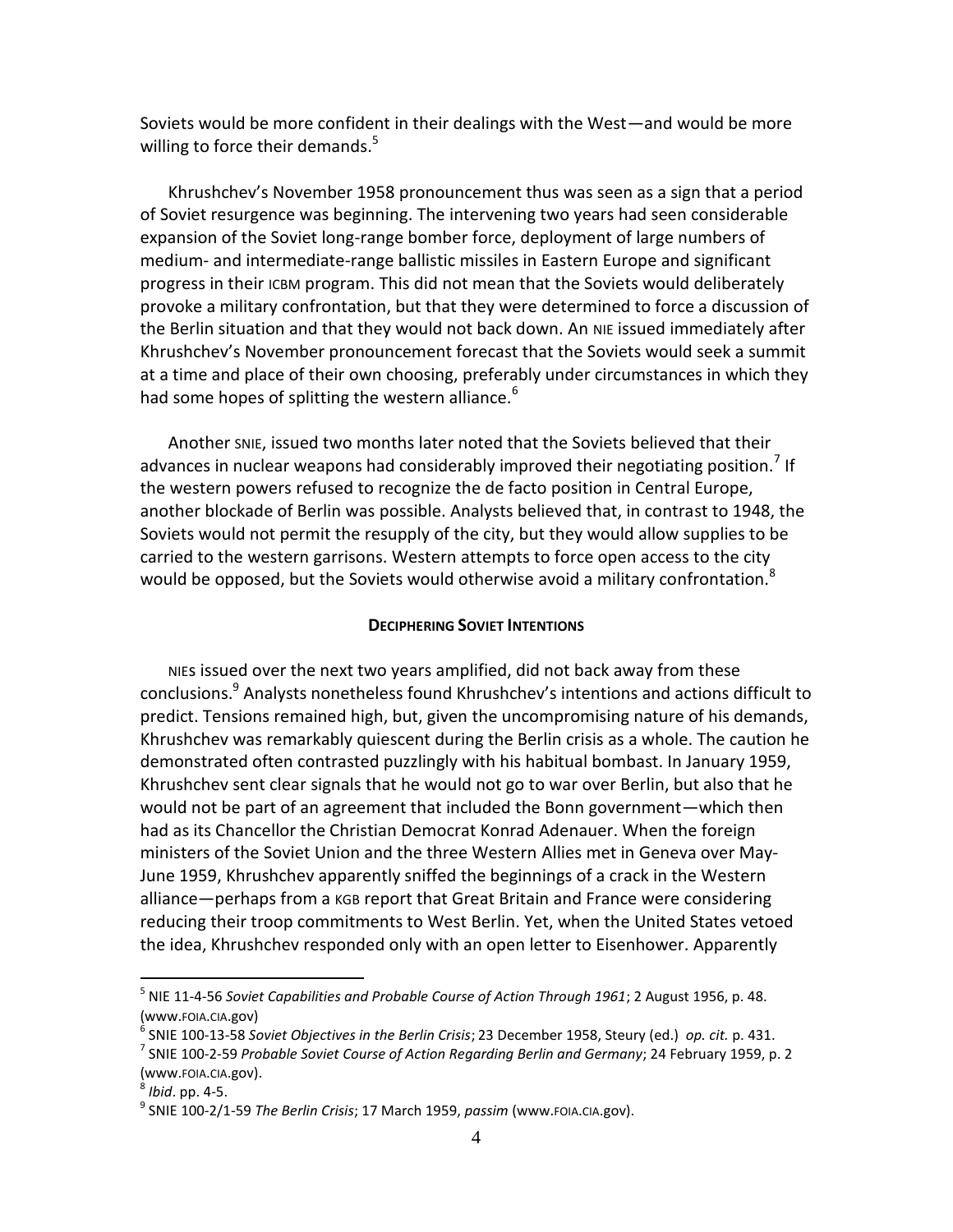Soviets would be more confident in their dealings with the West—and would be more willing to force their demands.[5]

Khrushchev's November 1958 pronouncement thus was seen as a sign that a period of Soviet resurgence was beginning. The intervening two years had seen considerable expansion of the Soviet long-range bomber force, deployment of large numbers of medium- and intermediate-range ballistic missiles in Eastern Europe and significant progress in their ICBM program. This did not mean that the Soviets would deliberately provoke a military confrontation, but that they were determined to force a discussion of the Berlin situation and that they would not back down. An NIE issued immediately after Khrushchev's November pronouncement forecast that the Soviets would seek a summit at a time and place of their own choosing, preferably under circumstances in which they had some hopes of splitting the western alliance.[6]

Another SNIE, issued two months later noted that the Soviets believed that their advances in nuclear weapons had considerably improved their negotiating position.[7] If the western powers refused to recognize the de facto position in Central Europe, another blockade of Berlin was possible. Analysts believed that, in contrast to 1948, the Soviets would not permit the resupply of the city, but they would allow supplies to be carried to the western garrisons. Western attempts to force open access to the city would be opposed, but the Soviets would otherwise avoid a military confrontation.[8]

#### DECIPHERING SOVIET INTENTIONS

NIES issued over the next two years amplified, did not back away from these conclusions.[9] Analysts nonetheless found Khrushchev's intentions and actions difficult to predict. Tensions remained high, but, given the uncompromising nature of his demands, Khrushchev was remarkably quiescent during the Berlin crisis as a whole. The caution he demonstrated often contrasted puzzlingly with his habitual bombast. In January 1959, Khrushchev sent clear signals that he would not go to war over Berlin, but also that he would not be part of an agreement that included the Bonn government—which then had as its Chancellor the Christian Democrat Konrad Adenauer. When the foreign ministers of the Soviet Union and the three Western Allies met in Geneva over May-June 1959, Khrushchev apparently sniffed the beginnings of a crack in the Western alliance—perhaps from a KGB report that Great Britain and France were considering reducing their troop commitments to West Berlin. Yet, when the United States vetoed the idea, Khrushchev responded only with an open letter to Eisenhower. Apparently

---

[5] NIE 11-4-56 *Soviet Capabilities and Probable Course of Action Through 1961*; 2 August 1956, p. 48. (www.FOIA.CIA.gov)

[6] SNIE 100-13-58 *Soviet Objectives in the Berlin Crisis*; 23 December 1958, Steury (ed.) *op. cit.* p. 431.

[7] SNIE 100-2-59 *Probable Soviet Course of Action Regarding Berlin and Germany*; 24 February 1959, p. 2 (www.FOIA.CIA.gov).

[8] *Ibid*. pp. 4-5.

[9] SNIE 100-2/1-59 *The Berlin Crisis*; 17 March 1959, *passim* (www.FOIA.CIA.gov).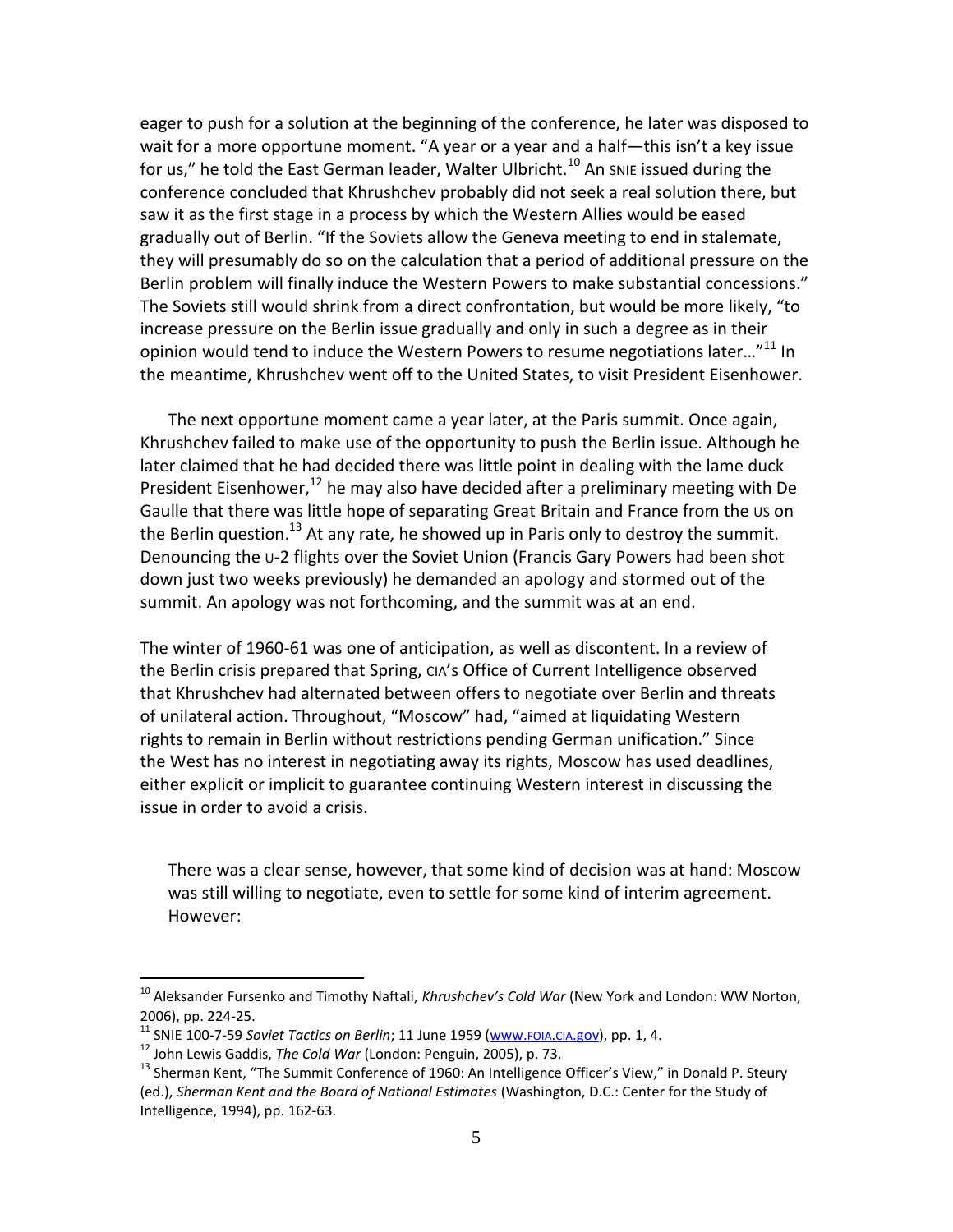eager to push for a solution at the beginning of the conference, he later was disposed to wait for a more opportune moment. "A year or a year and a half—this isn't a key issue for us," he told the East German leader, Walter Ulbricht.[10] An SNIE issued during the conference concluded that Khrushchev probably did not seek a real solution there, but saw it as the first stage in a process by which the Western Allies would be eased gradually out of Berlin. "If the Soviets allow the Geneva meeting to end in stalemate, they will presumably do so on the calculation that a period of additional pressure on the Berlin problem will finally induce the Western Powers to make substantial concessions." The Soviets still would shrink from a direct confrontation, but would be more likely, "to increase pressure on the Berlin issue gradually and only in such a degree as in their opinion would tend to induce the Western Powers to resume negotiations later…"[11] In the meantime, Khrushchev went off to the United States, to visit President Eisenhower.

The next opportune moment came a year later, at the Paris summit. Once again, Khrushchev failed to make use of the opportunity to push the Berlin issue. Although he later claimed that he had decided there was little point in dealing with the lame duck President Eisenhower,[12] he may also have decided after a preliminary meeting with De Gaulle that there was little hope of separating Great Britain and France from the US on the Berlin question.[13] At any rate, he showed up in Paris only to destroy the summit. Denouncing the U-2 flights over the Soviet Union (Francis Gary Powers had been shot down just two weeks previously) he demanded an apology and stormed out of the summit. An apology was not forthcoming, and the summit was at an end.

The winter of 1960-61 was one of anticipation, as well as discontent. In a review of the Berlin crisis prepared that Spring, CIA's Office of Current Intelligence observed that Khrushchev had alternated between offers to negotiate over Berlin and threats of unilateral action. Throughout, "Moscow" had, "aimed at liquidating Western rights to remain in Berlin without restrictions pending German unification." Since the West has no interest in negotiating away its rights, Moscow has used deadlines, either explicit or implicit to guarantee continuing Western interest in discussing the issue in order to avoid a crisis.

> There was a clear sense, however, that some kind of decision was at hand: Moscow was still willing to negotiate, even to settle for some kind of interim agreement. However:

---

[10] Aleksander Fursenko and Timothy Naftali, *Khrushchev's Cold War* (New York and London: WW Norton, 2006), pp. 224-25.

[11] SNIE 100-7-59 *Soviet Tactics on Berlin*; 11 June 1959 (www.FOIA.CIA.gov), pp. 1, 4.

[12] John Lewis Gaddis, *The Cold War* (London: Penguin, 2005), p. 73.

[13] Sherman Kent, "The Summit Conference of 1960: An Intelligence Officer's View," in Donald P. Steury (ed.), *Sherman Kent and the Board of National Estimates* (Washington, D.C.: Center for the Study of Intelligence, 1994), pp. 162-63.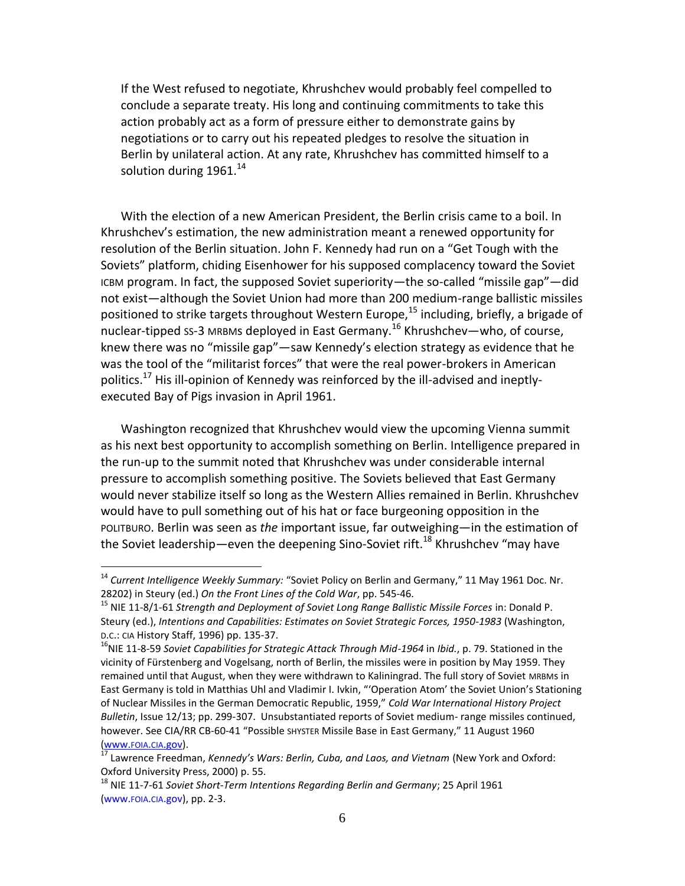> If the West refused to negotiate, Khrushchev would probably feel compelled to conclude a separate treaty. His long and continuing commitments to take this action probably act as a form of pressure either to demonstrate gains by negotiations or to carry out his repeated pledges to resolve the situation in Berlin by unilateral action. At any rate, Khrushchev has committed himself to a solution during 1961.[14]

With the election of a new American President, the Berlin crisis came to a boil. In Khrushchev's estimation, the new administration meant a renewed opportunity for resolution of the Berlin situation. John F. Kennedy had run on a "Get Tough with the Soviets" platform, chiding Eisenhower for his supposed complacency toward the Soviet ICBM program. In fact, the supposed Soviet superiority—the so-called "missile gap"—did not exist—although the Soviet Union had more than 200 medium-range ballistic missiles positioned to strike targets throughout Western Europe,[15] including, briefly, a brigade of nuclear-tipped SS-3 MRBMs deployed in East Germany.[16] Khrushchev—who, of course, knew there was no "missile gap"—saw Kennedy's election strategy as evidence that he was the tool of the "militarist forces" that were the real power-brokers in American politics.[17] His ill-opinion of Kennedy was reinforced by the ill-advised and ineptly-executed Bay of Pigs invasion in April 1961.

Washington recognized that Khrushchev would view the upcoming Vienna summit as his next best opportunity to accomplish something on Berlin. Intelligence prepared in the run-up to the summit noted that Khrushchev was under considerable internal pressure to accomplish something positive. The Soviets believed that East Germany would never stabilize itself so long as the Western Allies remained in Berlin. Khrushchev would have to pull something out of his hat or face burgeoning opposition in the POLITBURO. Berlin was seen as *the* important issue, far outweighing—in the estimation of the Soviet leadership—even the deepening Sino-Soviet rift.[18] Khrushchev "may have

---

[14] *Current Intelligence Weekly Summary:* "Soviet Policy on Berlin and Germany," 11 May 1961 Doc. Nr. 28202) in Steury (ed.) *On the Front Lines of the Cold War*, pp. 545-46.

[15] NIE 11-8/1-61 *Strength and Deployment of Soviet Long Range Ballistic Missile Forces* in: Donald P. Steury (ed.), *Intentions and Capabilities: Estimates on Soviet Strategic Forces, 1950-1983* (Washington, D.C.: CIA History Staff, 1996) pp. 135-37.

[16] NIE 11-8-59 *Soviet Capabilities for Strategic Attack Through Mid-1964* in *Ibid.*, p. 79. Stationed in the vicinity of Fürstenberg and Vogelsang, north of Berlin, the missiles were in position by May 1959. They remained until that August, when they were withdrawn to Kaliningrad. The full story of Soviet MRBMs in East Germany is told in Matthias Uhl and Vladimir I. Ivkin, "'Operation Atom' the Soviet Union's Stationing of Nuclear Missiles in the German Democratic Republic, 1959," *Cold War International History Project Bulletin*, Issue 12/13; pp. 299-307. Unsubstantiated reports of Soviet medium- range missiles continued, however. See CIA/RR CB-60-41 "Possible SHYSTER Missile Base in East Germany," 11 August 1960 (www.FOIA.CIA.gov).

[17] Lawrence Freedman, *Kennedy's Wars: Berlin, Cuba, and Laos, and Vietnam* (New York and Oxford: Oxford University Press, 2000) p. 55.

[18] NIE 11-7-61 *Soviet Short-Term Intentions Regarding Berlin and Germany*; 25 April 1961 (www.FOIA.CIA.gov), pp. 2-3.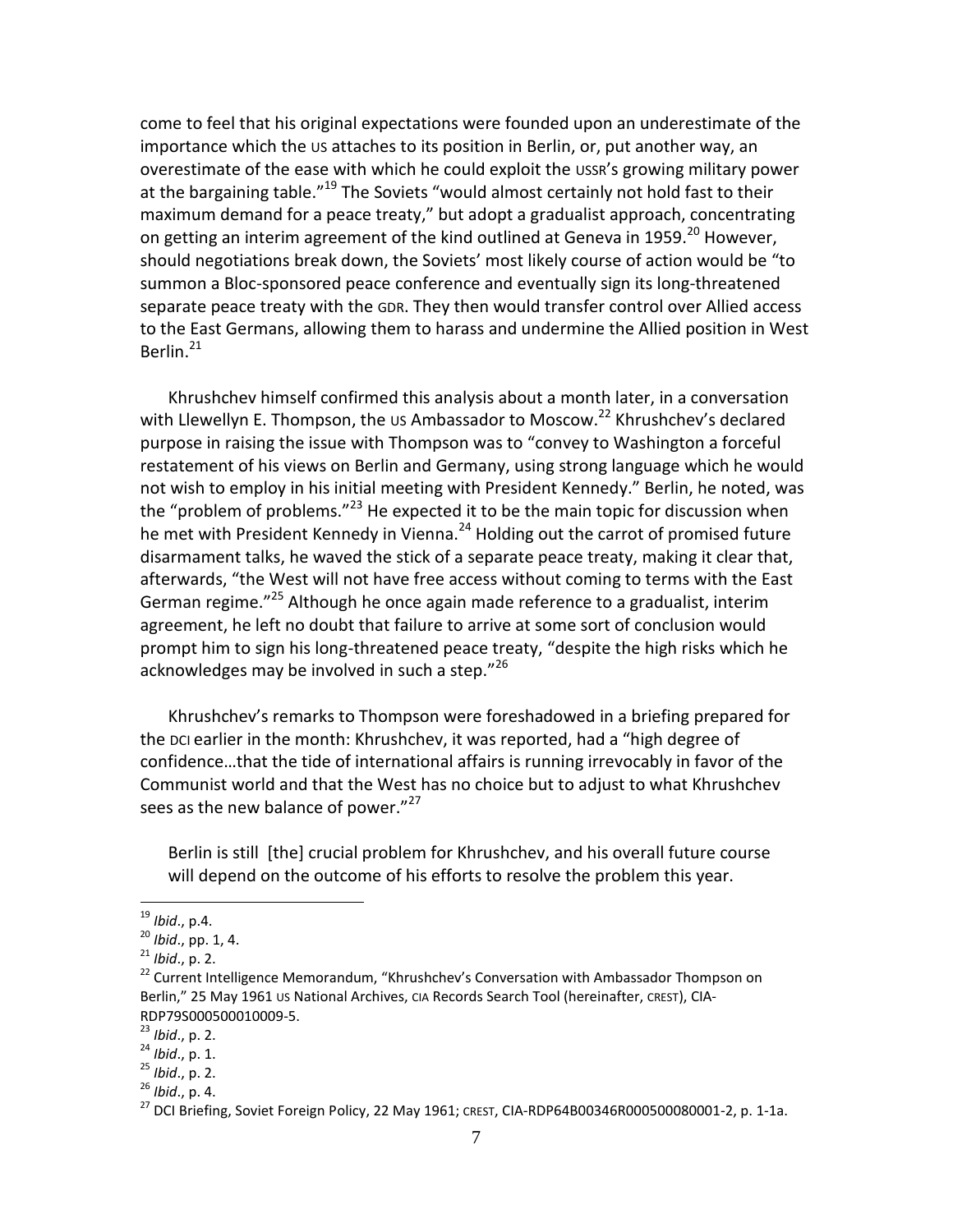come to feel that his original expectations were founded upon an underestimate of the importance which the US attaches to its position in Berlin, or, put another way, an overestimate of the ease with which he could exploit the USSR's growing military power at the bargaining table."[19] The Soviets "would almost certainly not hold fast to their maximum demand for a peace treaty," but adopt a gradualist approach, concentrating on getting an interim agreement of the kind outlined at Geneva in 1959.[20] However, should negotiations break down, the Soviets' most likely course of action would be "to summon a Bloc-sponsored peace conference and eventually sign its long-threatened separate peace treaty with the GDR. They then would transfer control over Allied access to the East Germans, allowing them to harass and undermine the Allied position in West Berlin.[21]

Khrushchev himself confirmed this analysis about a month later, in a conversation with Llewellyn E. Thompson, the US Ambassador to Moscow.[22] Khrushchev's declared purpose in raising the issue with Thompson was to "convey to Washington a forceful restatement of his views on Berlin and Germany, using strong language which he would not wish to employ in his initial meeting with President Kennedy." Berlin, he noted, was the "problem of problems."[23] He expected it to be the main topic for discussion when he met with President Kennedy in Vienna.[24] Holding out the carrot of promised future disarmament talks, he waved the stick of a separate peace treaty, making it clear that, afterwards, "the West will not have free access without coming to terms with the East German regime."[25] Although he once again made reference to a gradualist, interim agreement, he left no doubt that failure to arrive at some sort of conclusion would prompt him to sign his long-threatened peace treaty, "despite the high risks which he acknowledges may be involved in such a step."[26]

Khrushchev's remarks to Thompson were foreshadowed in a briefing prepared for the DCI earlier in the month: Khrushchev, it was reported, had a "high degree of confidence…that the tide of international affairs is running irrevocably in favor of the Communist world and that the West has no choice but to adjust to what Khrushchev sees as the new balance of power."[27]

> Berlin is still [the] crucial problem for Khrushchev, and his overall future course will depend on the outcome of his efforts to resolve the problem this year.

---

[19] *Ibid*., p.4.

[20] *Ibid*., pp. 1, 4.

[21] *Ibid*., p. 2.

[22] Current Intelligence Memorandum, "Khrushchev's Conversation with Ambassador Thompson on Berlin," 25 May 1961 US National Archives, CIA Records Search Tool (hereinafter, CREST), CIA-RDP79S000500010009-5.

[23] *Ibid*., p. 2.

[24] *Ibid*., p. 1.

[25] *Ibid*., p. 2.

[26] *Ibid*., p. 4.

[27] DCI Briefing, Soviet Foreign Policy, 22 May 1961; CREST, CIA-RDP64B00346R000500080001-2, p. 1-1a.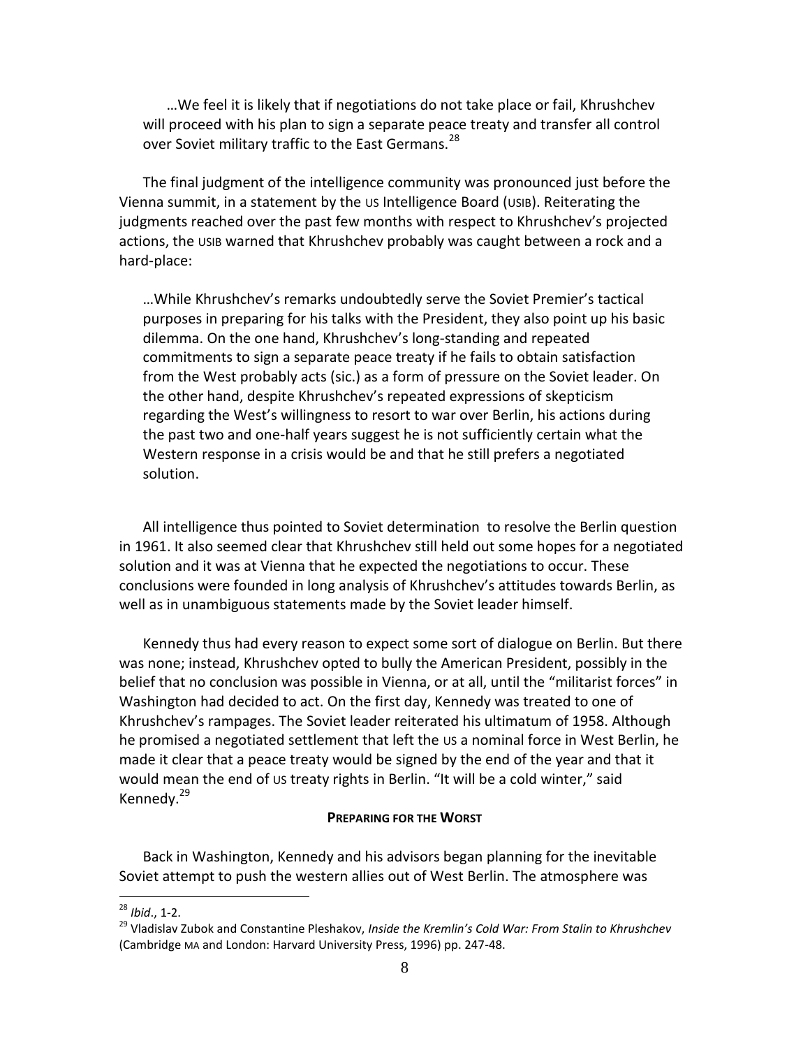> …We feel it is likely that if negotiations do not take place or fail, Khrushchev will proceed with his plan to sign a separate peace treaty and transfer all control over Soviet military traffic to the East Germans.[28]

The final judgment of the intelligence community was pronounced just before the Vienna summit, in a statement by the US Intelligence Board (USIB). Reiterating the judgments reached over the past few months with respect to Khrushchev's projected actions, the USIB warned that Khrushchev probably was caught between a rock and a hard-place:

> …While Khrushchev's remarks undoubtedly serve the Soviet Premier's tactical purposes in preparing for his talks with the President, they also point up his basic dilemma. On the one hand, Khrushchev's long-standing and repeated commitments to sign a separate peace treaty if he fails to obtain satisfaction from the West probably acts (sic.) as a form of pressure on the Soviet leader. On the other hand, despite Khrushchev's repeated expressions of skepticism regarding the West's willingness to resort to war over Berlin, his actions during the past two and one-half years suggest he is not sufficiently certain what the Western response in a crisis would be and that he still prefers a negotiated solution.

All intelligence thus pointed to Soviet determination to resolve the Berlin question in 1961. It also seemed clear that Khrushchev still held out some hopes for a negotiated solution and it was at Vienna that he expected the negotiations to occur. These conclusions were founded in long analysis of Khrushchev's attitudes towards Berlin, as well as in unambiguous statements made by the Soviet leader himself.

Kennedy thus had every reason to expect some sort of dialogue on Berlin. But there was none; instead, Khrushchev opted to bully the American President, possibly in the belief that no conclusion was possible in Vienna, or at all, until the "militarist forces" in Washington had decided to act. On the first day, Kennedy was treated to one of Khrushchev's rampages. The Soviet leader reiterated his ultimatum of 1958. Although he promised a negotiated settlement that left the US a nominal force in West Berlin, he made it clear that a peace treaty would be signed by the end of the year and that it would mean the end of US treaty rights in Berlin. "It will be a cold winter," said Kennedy.[29]

## Preparing for the Worst

Back in Washington, Kennedy and his advisors began planning for the inevitable Soviet attempt to push the western allies out of West Berlin. The atmosphere was

---

[28] *Ibid*., 1-2.

[29] Vladislav Zubok and Constantine Pleshakov, *Inside the Kremlin's Cold War: From Stalin to Khrushchev* (Cambridge MA and London: Harvard University Press, 1996) pp. 247-48.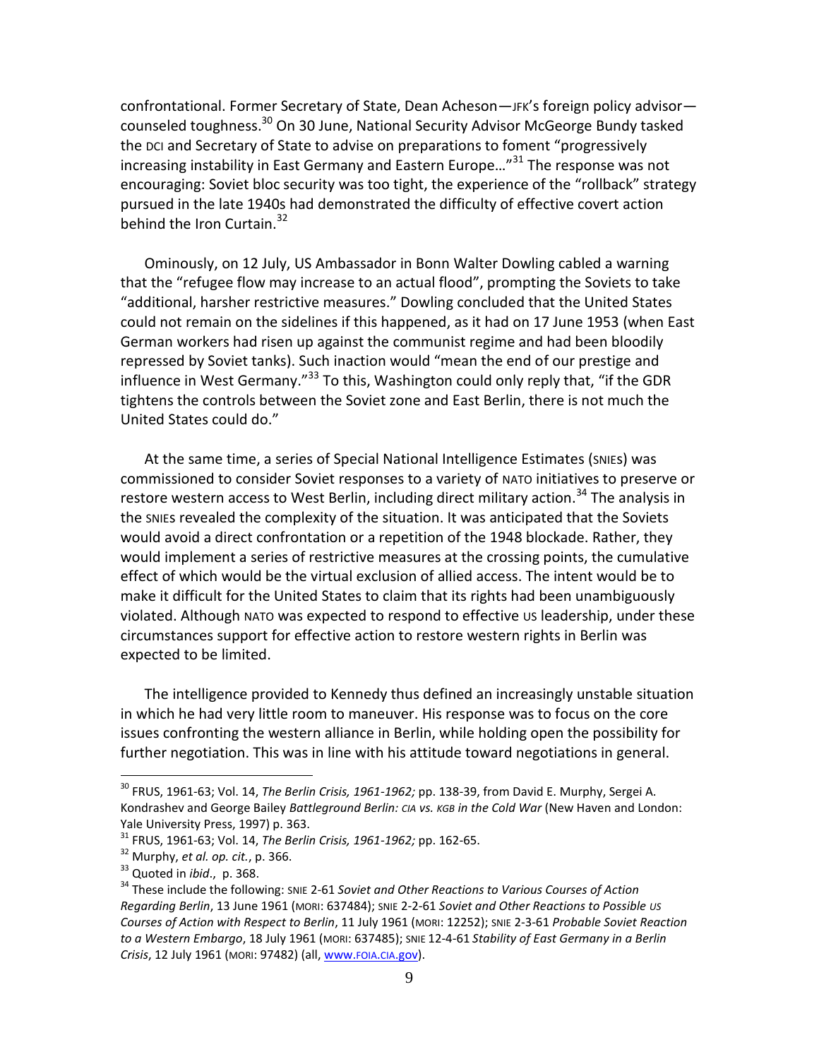confrontational. Former Secretary of State, Dean Acheson—JFK's foreign policy advisor—counseled toughness.[30] On 30 June, National Security Advisor McGeorge Bundy tasked the DCI and Secretary of State to advise on preparations to foment "progressively increasing instability in East Germany and Eastern Europe…"[31] The response was not encouraging: Soviet bloc security was too tight, the experience of the "rollback" strategy pursued in the late 1940s had demonstrated the difficulty of effective covert action behind the Iron Curtain.[32]

Ominously, on 12 July, US Ambassador in Bonn Walter Dowling cabled a warning that the "refugee flow may increase to an actual flood", prompting the Soviets to take "additional, harsher restrictive measures." Dowling concluded that the United States could not remain on the sidelines if this happened, as it had on 17 June 1953 (when East German workers had risen up against the communist regime and had been bloodily repressed by Soviet tanks). Such inaction would "mean the end of our prestige and influence in West Germany."[33] To this, Washington could only reply that, "if the GDR tightens the controls between the Soviet zone and East Berlin, there is not much the United States could do."

At the same time, a series of Special National Intelligence Estimates (SNIEs) was commissioned to consider Soviet responses to a variety of NATO initiatives to preserve or restore western access to West Berlin, including direct military action.[34] The analysis in the SNIEs revealed the complexity of the situation. It was anticipated that the Soviets would avoid a direct confrontation or a repetition of the 1948 blockade. Rather, they would implement a series of restrictive measures at the crossing points, the cumulative effect of which would be the virtual exclusion of allied access. The intent would be to make it difficult for the United States to claim that its rights had been unambiguously violated. Although NATO was expected to respond to effective US leadership, under these circumstances support for effective action to restore western rights in Berlin was expected to be limited.

The intelligence provided to Kennedy thus defined an increasingly unstable situation in which he had very little room to maneuver. His response was to focus on the core issues confronting the western alliance in Berlin, while holding open the possibility for further negotiation. This was in line with his attitude toward negotiations in general.

---

[30] FRUS, 1961-63; Vol. 14, *The Berlin Crisis, 1961-1962;* pp. 138-39, from David E. Murphy, Sergei A. Kondrashev and George Bailey *Battleground Berlin: CIA vs. KGB in the Cold War* (New Haven and London: Yale University Press, 1997) p. 363.

[31] FRUS, 1961-63; Vol. 14, *The Berlin Crisis, 1961-1962;* pp. 162-65.

[32] Murphy, *et al. op. cit.*, p. 366.

[33] Quoted in *ibid*., p. 368.

[34] These include the following: SNIE 2-61 *Soviet and Other Reactions to Various Courses of Action Regarding Berlin*, 13 June 1961 (MORI: 637484); SNIE 2-2-61 *Soviet and Other Reactions to Possible US Courses of Action with Respect to Berlin*, 11 July 1961 (MORI: 12252); SNIE 2-3-61 *Probable Soviet Reaction to a Western Embargo*, 18 July 1961 (MORI: 637485); SNIE 12-4-61 *Stability of East Germany in a Berlin Crisis*, 12 July 1961 (MORI: 97482) (all, www.FOIA.CIA.gov).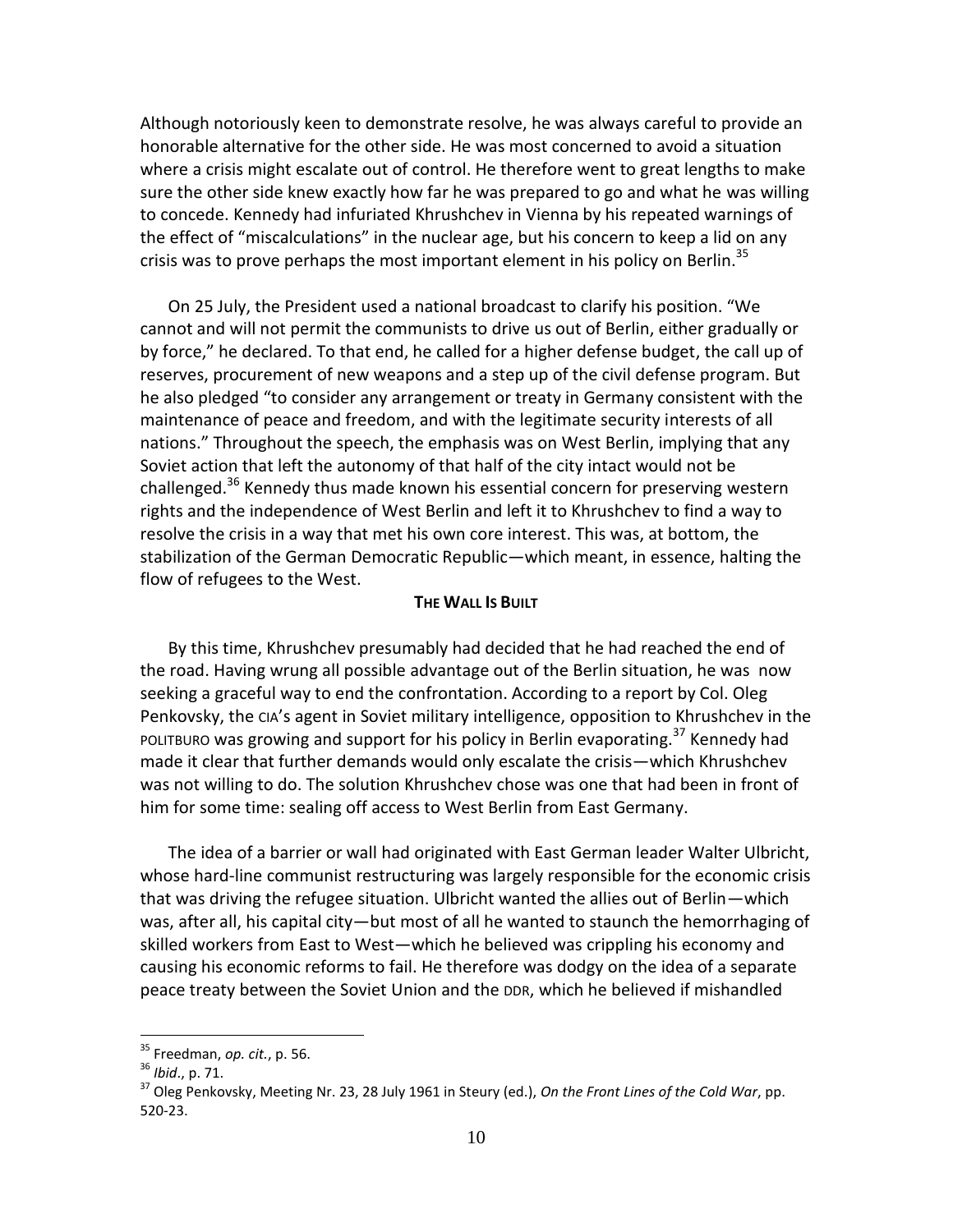Although notoriously keen to demonstrate resolve, he was always careful to provide an honorable alternative for the other side. He was most concerned to avoid a situation where a crisis might escalate out of control. He therefore went to great lengths to make sure the other side knew exactly how far he was prepared to go and what he was willing to concede. Kennedy had infuriated Khrushchev in Vienna by his repeated warnings of the effect of "miscalculations" in the nuclear age, but his concern to keep a lid on any crisis was to prove perhaps the most important element in his policy on Berlin.[35]

On 25 July, the President used a national broadcast to clarify his position. "We cannot and will not permit the communists to drive us out of Berlin, either gradually or by force," he declared. To that end, he called for a higher defense budget, the call up of reserves, procurement of new weapons and a step up of the civil defense program. But he also pledged "to consider any arrangement or treaty in Germany consistent with the maintenance of peace and freedom, and with the legitimate security interests of all nations." Throughout the speech, the emphasis was on West Berlin, implying that any Soviet action that left the autonomy of that half of the city intact would not be challenged.[36] Kennedy thus made known his essential concern for preserving western rights and the independence of West Berlin and left it to Khrushchev to find a way to resolve the crisis in a way that met his own core interest. This was, at bottom, the stabilization of the German Democratic Republic—which meant, in essence, halting the flow of refugees to the West.

### THE WALL IS BUILT

By this time, Khrushchev presumably had decided that he had reached the end of the road. Having wrung all possible advantage out of the Berlin situation, he was now seeking a graceful way to end the confrontation. According to a report by Col. Oleg Penkovsky, the CIA's agent in Soviet military intelligence, opposition to Khrushchev in the POLITBURO was growing and support for his policy in Berlin evaporating.[37] Kennedy had made it clear that further demands would only escalate the crisis—which Khrushchev was not willing to do. The solution Khrushchev chose was one that had been in front of him for some time: sealing off access to West Berlin from East Germany.

The idea of a barrier or wall had originated with East German leader Walter Ulbricht, whose hard-line communist restructuring was largely responsible for the economic crisis that was driving the refugee situation. Ulbricht wanted the allies out of Berlin—which was, after all, his capital city—but most of all he wanted to staunch the hemorrhaging of skilled workers from East to West—which he believed was crippling his economy and causing his economic reforms to fail. He therefore was dodgy on the idea of a separate peace treaty between the Soviet Union and the DDR, which he believed if mishandled

---

[35] Freedman, *op. cit.*, p. 56.

[36] *Ibid*., p. 71.

[37] Oleg Penkovsky, Meeting Nr. 23, 28 July 1961 in Steury (ed.), *On the Front Lines of the Cold War*, pp. 520-23.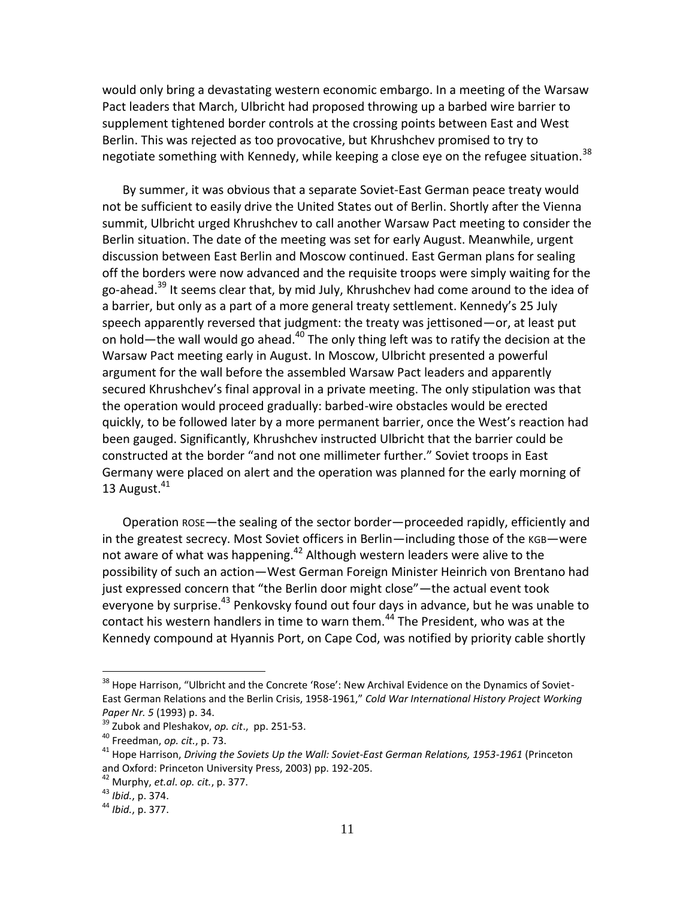would only bring a devastating western economic embargo. In a meeting of the Warsaw Pact leaders that March, Ulbricht had proposed throwing up a barbed wire barrier to supplement tightened border controls at the crossing points between East and West Berlin. This was rejected as too provocative, but Khrushchev promised to try to negotiate something with Kennedy, while keeping a close eye on the refugee situation.[38]

By summer, it was obvious that a separate Soviet-East German peace treaty would not be sufficient to easily drive the United States out of Berlin. Shortly after the Vienna summit, Ulbricht urged Khrushchev to call another Warsaw Pact meeting to consider the Berlin situation. The date of the meeting was set for early August. Meanwhile, urgent discussion between East Berlin and Moscow continued. East German plans for sealing off the borders were now advanced and the requisite troops were simply waiting for the go-ahead.[39] It seems clear that, by mid July, Khrushchev had come around to the idea of a barrier, but only as a part of a more general treaty settlement. Kennedy's 25 July speech apparently reversed that judgment: the treaty was jettisoned—or, at least put on hold—the wall would go ahead.[40] The only thing left was to ratify the decision at the Warsaw Pact meeting early in August. In Moscow, Ulbricht presented a powerful argument for the wall before the assembled Warsaw Pact leaders and apparently secured Khrushchev's final approval in a private meeting. The only stipulation was that the operation would proceed gradually: barbed-wire obstacles would be erected quickly, to be followed later by a more permanent barrier, once the West's reaction had been gauged. Significantly, Khrushchev instructed Ulbricht that the barrier could be constructed at the border "and not one millimeter further." Soviet troops in East Germany were placed on alert and the operation was planned for the early morning of 13 August.[41]

Operation ROSE—the sealing of the sector border—proceeded rapidly, efficiently and in the greatest secrecy. Most Soviet officers in Berlin—including those of the KGB—were not aware of what was happening.[42] Although western leaders were alive to the possibility of such an action—West German Foreign Minister Heinrich von Brentano had just expressed concern that "the Berlin door might close"—the actual event took everyone by surprise.[43] Penkovsky found out four days in advance, but he was unable to contact his western handlers in time to warn them.[44] The President, who was at the Kennedy compound at Hyannis Port, on Cape Cod, was notified by priority cable shortly

---

[38] Hope Harrison, "Ulbricht and the Concrete 'Rose': New Archival Evidence on the Dynamics of Soviet-East German Relations and the Berlin Crisis, 1958-1961," *Cold War International History Project Working Paper Nr. 5* (1993) p. 34.

[39] Zubok and Pleshakov, *op. cit*., pp. 251-53.

[40] Freedman, *op. cit.*, p. 73.

[41] Hope Harrison, *Driving the Soviets Up the Wall: Soviet-East German Relations, 1953-1961* (Princeton and Oxford: Princeton University Press, 2003) pp. 192-205.

[42] Murphy, *et.al. op. cit.*, p. 377.

[43] *Ibid.*, p. 374.

[44] *Ibid.*, p. 377.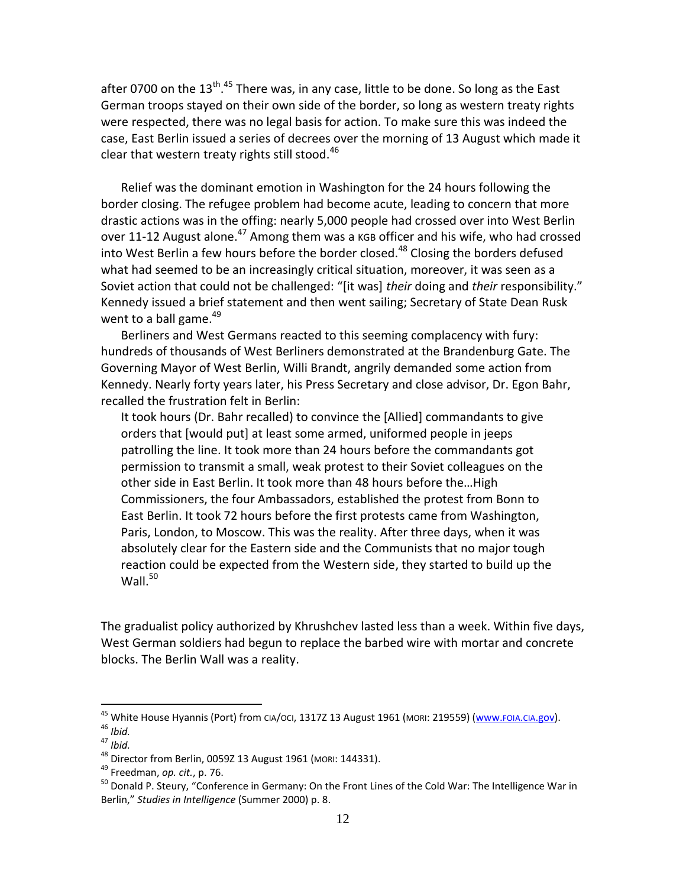after 0700 on the 13th.[45] There was, in any case, little to be done. So long as the East German troops stayed on their own side of the border, so long as western treaty rights were respected, there was no legal basis for action. To make sure this was indeed the case, East Berlin issued a series of decrees over the morning of 13 August which made it clear that western treaty rights still stood.[46]

Relief was the dominant emotion in Washington for the 24 hours following the border closing. The refugee problem had become acute, leading to concern that more drastic actions was in the offing: nearly 5,000 people had crossed over into West Berlin over 11-12 August alone.[47] Among them was a KGB officer and his wife, who had crossed into West Berlin a few hours before the border closed.[48] Closing the borders defused what had seemed to be an increasingly critical situation, moreover, it was seen as a Soviet action that could not be challenged: "[it was] *their* doing and *their* responsibility." Kennedy issued a brief statement and then went sailing; Secretary of State Dean Rusk went to a ball game.[49]

Berliners and West Germans reacted to this seeming complacency with fury: hundreds of thousands of West Berliners demonstrated at the Brandenburg Gate. The Governing Mayor of West Berlin, Willi Brandt, angrily demanded some action from Kennedy. Nearly forty years later, his Press Secretary and close advisor, Dr. Egon Bahr, recalled the frustration felt in Berlin:

> It took hours (Dr. Bahr recalled) to convince the [Allied] commandants to give orders that [would put] at least some armed, uniformed people in jeeps patrolling the line. It took more than 24 hours before the commandants got permission to transmit a small, weak protest to their Soviet colleagues on the other side in East Berlin. It took more than 48 hours before the…High Commissioners, the four Ambassadors, established the protest from Bonn to East Berlin. It took 72 hours before the first protests came from Washington, Paris, London, to Moscow. This was the reality. After three days, when it was absolutely clear for the Eastern side and the Communists that no major tough reaction could be expected from the Western side, they started to build up the Wall.[50]

The gradualist policy authorized by Khrushchev lasted less than a week. Within five days, West German soldiers had begun to replace the barbed wire with mortar and concrete blocks. The Berlin Wall was a reality.

---

[45] White House Hyannis (Port) from CIA/OCI, 1317Z 13 August 1961 (MORI: 219559) (www.foia.cia.gov).

[46] *Ibid.*

[47] *Ibid.*

[48] Director from Berlin, 0059Z 13 August 1961 (MORI: 144331).

[49] Freedman, *op. cit.*, p. 76.

[50] Donald P. Steury, "Conference in Germany: On the Front Lines of the Cold War: The Intelligence War in Berlin," *Studies in Intelligence* (Summer 2000) p. 8.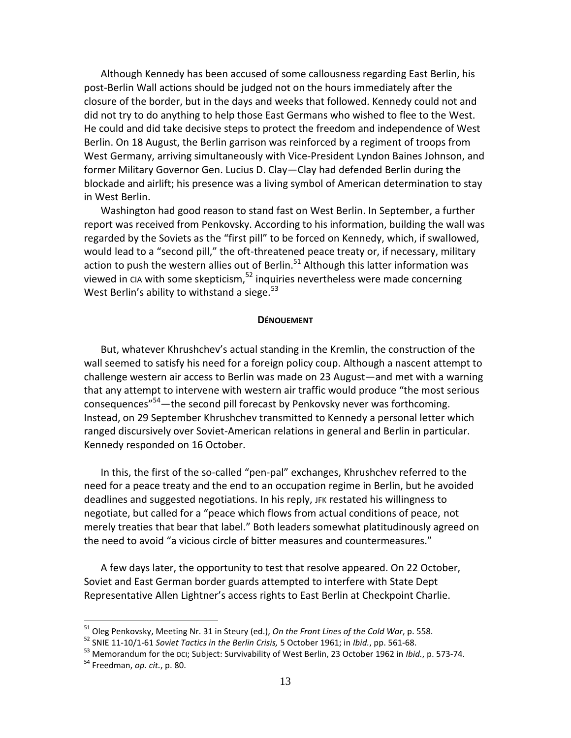Although Kennedy has been accused of some callousness regarding East Berlin, his post-Berlin Wall actions should be judged not on the hours immediately after the closure of the border, but in the days and weeks that followed. Kennedy could not and did not try to do anything to help those East Germans who wished to flee to the West. He could and did take decisive steps to protect the freedom and independence of West Berlin. On 18 August, the Berlin garrison was reinforced by a regiment of troops from West Germany, arriving simultaneously with Vice-President Lyndon Baines Johnson, and former Military Governor Gen. Lucius D. Clay—Clay had defended Berlin during the blockade and airlift; his presence was a living symbol of American determination to stay in West Berlin.

Washington had good reason to stand fast on West Berlin. In September, a further report was received from Penkovsky. According to his information, building the wall was regarded by the Soviets as the "first pill" to be forced on Kennedy, which, if swallowed, would lead to a "second pill," the oft-threatened peace treaty or, if necessary, military action to push the western allies out of Berlin.[51] Although this latter information was viewed in CIA with some skepticism,[52] inquiries nevertheless were made concerning West Berlin's ability to withstand a siege.[53]

**DÉNOUEMENT**

But, whatever Khrushchev's actual standing in the Kremlin, the construction of the wall seemed to satisfy his need for a foreign policy coup. Although a nascent attempt to challenge western air access to Berlin was made on 23 August—and met with a warning that any attempt to intervene with western air traffic would produce "the most serious consequences"[54]—the second pill forecast by Penkovsky never was forthcoming. Instead, on 29 September Khrushchev transmitted to Kennedy a personal letter which ranged discursively over Soviet-American relations in general and Berlin in particular. Kennedy responded on 16 October.

In this, the first of the so-called "pen-pal" exchanges, Khrushchev referred to the need for a peace treaty and the end to an occupation regime in Berlin, but he avoided deadlines and suggested negotiations. In his reply, JFK restated his willingness to negotiate, but called for a "peace which flows from actual conditions of peace, not merely treaties that bear that label." Both leaders somewhat platitudinously agreed on the need to avoid "a vicious circle of bitter measures and countermeasures."

A few days later, the opportunity to test that resolve appeared. On 22 October, Soviet and East German border guards attempted to interfere with State Dept Representative Allen Lightner's access rights to East Berlin at Checkpoint Charlie.

---

[51] Oleg Penkovsky, Meeting Nr. 31 in Steury (ed.), *On the Front Lines of the Cold War*, p. 558.

[52] SNIE 11-10/1-61 *Soviet Tactics in the Berlin Crisis,* 5 October 1961; in *Ibid.*, pp. 561-68.

[53] Memorandum for the DCI; Subject: Survivability of West Berlin, 23 October 1962 in *Ibid.*, p. 573-74.

[54] Freedman, *op. cit.*, p. 80.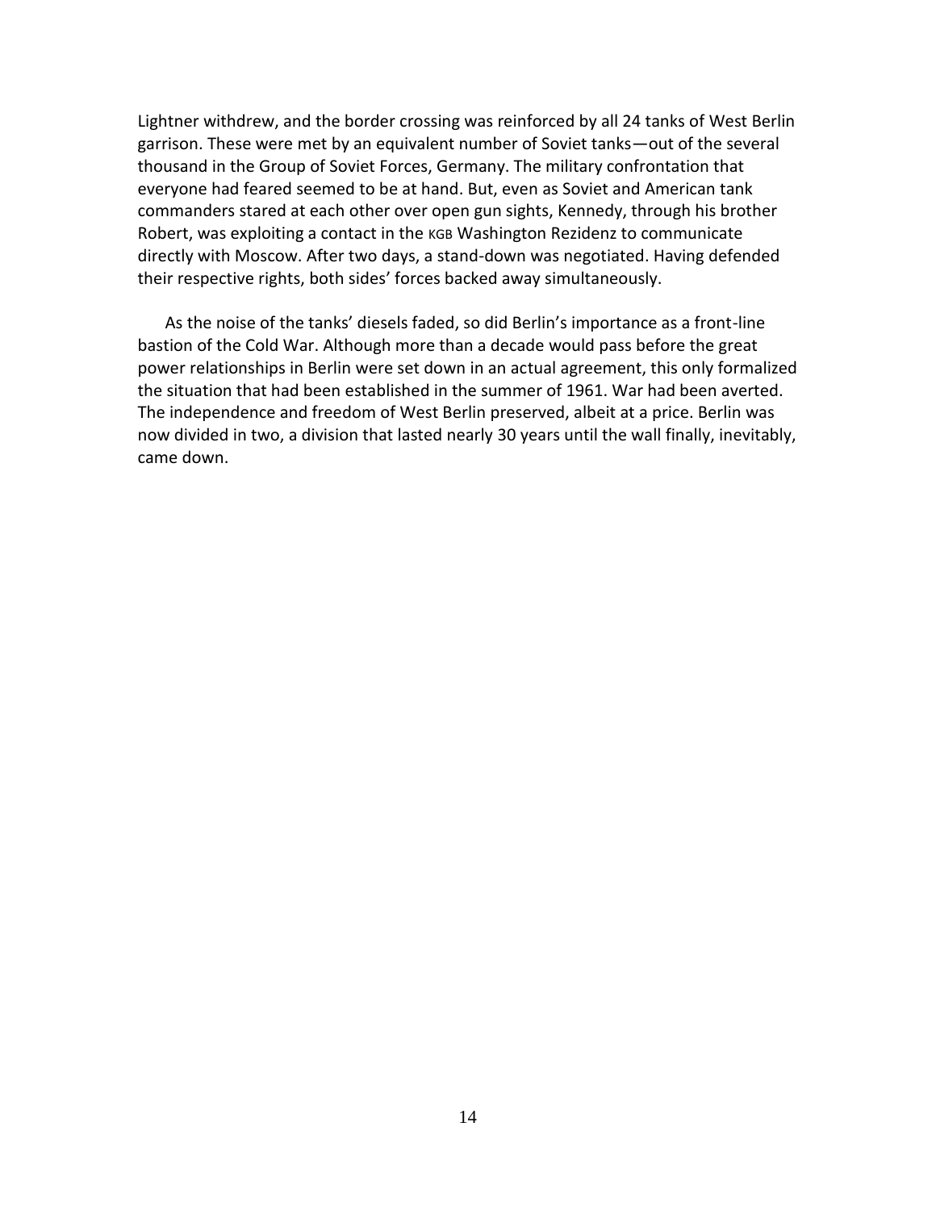Lightner withdrew, and the border crossing was reinforced by all 24 tanks of West Berlin garrison. These were met by an equivalent number of Soviet tanks—out of the several thousand in the Group of Soviet Forces, Germany. The military confrontation that everyone had feared seemed to be at hand. But, even as Soviet and American tank commanders stared at each other over open gun sights, Kennedy, through his brother Robert, was exploiting a contact in the KGB Washington Rezidenz to communicate directly with Moscow. After two days, a stand-down was negotiated. Having defended their respective rights, both sides' forces backed away simultaneously.

As the noise of the tanks' diesels faded, so did Berlin's importance as a front-line bastion of the Cold War. Although more than a decade would pass before the great power relationships in Berlin were set down in an actual agreement, this only formalized the situation that had been established in the summer of 1961. War had been averted. The independence and freedom of West Berlin preserved, albeit at a price. Berlin was now divided in two, a division that lasted nearly 30 years until the wall finally, inevitably, came down.